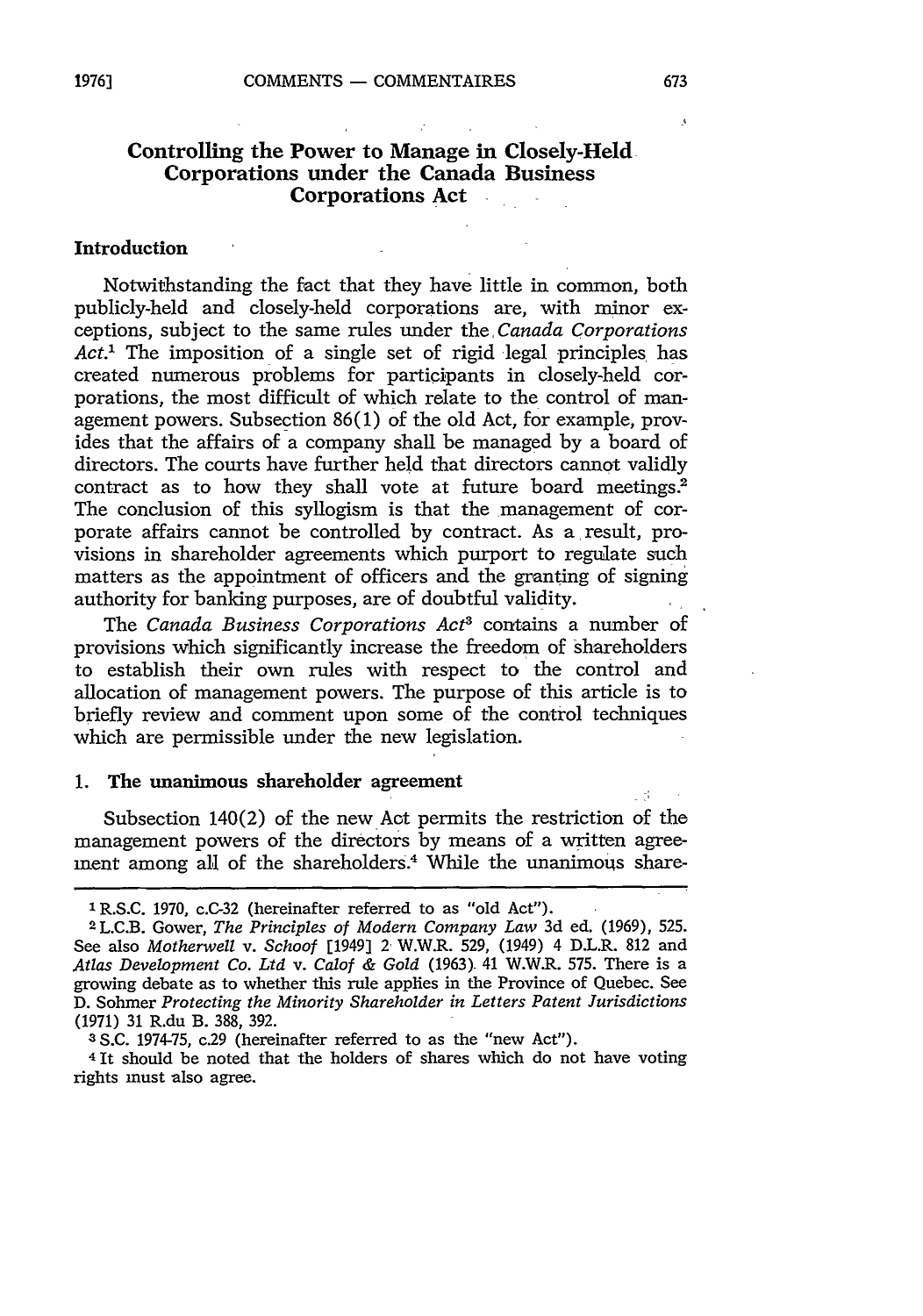# Controlling the Power to Manage in Closely-Held Corporations under the Canada Business Corporations Act

## Introduction

Notwithstanding the fact that they have little in common, both publicly-held and closely-held corporations are, with minor exceptions, subject to the same rules under the *Canada Corporations Act*.[1] The imposition of a single set of rigid legal principles has created numerous problems for participants in closely-held corporations, the most difficult of which relate to the control of management powers. Subsection 86(1) of the old Act, for example, provides that the affairs of a company shall be managed by a board of directors. The courts have further held that directors cannot validly contract as to how they shall vote at future board meetings.[2] The conclusion of this syllogism is that the management of corporate affairs cannot be controlled by contract. As a result, provisions in shareholder agreements which purport to regulate such matters as the appointment of officers and the granting of signing authority for banking purposes, are of doubtful validity.

The *Canada Business Corporations Act*[3] contains a number of provisions which significantly increase the freedom of shareholders to establish their own rules with respect to the control and allocation of management powers. The purpose of this article is to briefly review and comment upon some of the control techniques which are permissible under the new legislation.

## 1. The unanimous shareholder agreement

Subsection 140(2) of the new Act permits the restriction of the management powers of the directors by means of a written agreement among all of the shareholders.[4] While the unanimous share-

---

[1] R.S.C. 1970, c.C-32 (hereinafter referred to as "old Act").

[2] L.C.B. Gower, *The Principles of Modern Company Law* 3d ed. (1969), 525. See also *Motherwell* v. *Schoof* [1949] 2 W.W.R. 529, (1949) 4 D.L.R. 812 and *Atlas Development Co. Ltd* v. *Calof & Gold* (1963) 41 W.W.R. 575. There is a growing debate as to whether this rule applies in the Province of Quebec. See D. Sohmer *Protecting the Minority Shareholder in Letters Patent Jurisdictions* (1971) 31 R.du B. 388, 392.

[3] S.C. 1974-75, c.29 (hereinafter referred to as the "new Act").

[4] It should be noted that the holders of shares which do not have voting rights must also agree.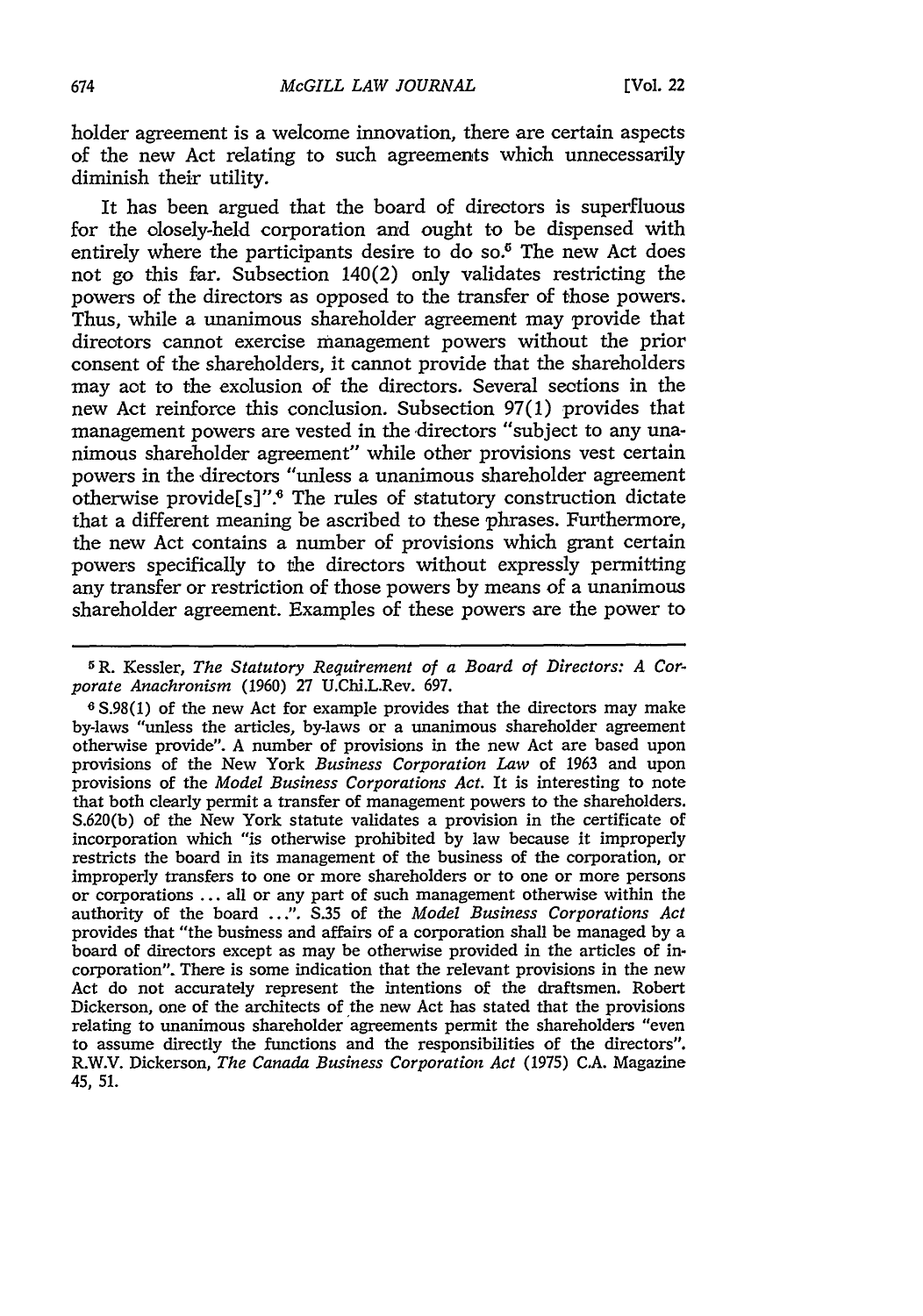holder agreement is a welcome innovation, there are certain aspects of the new Act relating to such agreements which unnecessarily diminish their utility.

It has been argued that the board of directors is superfluous for the closely-held corporation and ought to be dispensed with entirely where the participants desire to do so.[5] The new Act does not go this far. Subsection 140(2) only validates restricting the powers of the directors as opposed to the transfer of those powers. Thus, while a unanimous shareholder agreement may provide that directors cannot exercise management powers without the prior consent of the shareholders, it cannot provide that the shareholders may act to the exclusion of the directors. Several sections in the new Act reinforce this conclusion. Subsection 97(1) provides that management powers are vested in the directors "subject to any unanimous shareholder agreement" while other provisions vest certain powers in the directors "unless a unanimous shareholder agreement otherwise provide[s]".[6] The rules of statutory construction dictate that a different meaning be ascribed to these phrases. Furthermore, the new Act contains a number of provisions which grant certain powers specifically to the directors without expressly permitting any transfer or restriction of those powers by means of a unanimous shareholder agreement. Examples of these powers are the power to

---

[5] R. Kessler, *The Statutory Requirement of a Board of Directors: A Corporate Anachronism* (1960) 27 U.Chi.L.Rev. 697.

[6] S.98(1) of the new Act for example provides that the directors may make by-laws "unless the articles, by-laws or a unanimous shareholder agreement otherwise provide". A number of provisions in the new Act are based upon provisions of the New York *Business Corporation Law* of 1963 and upon provisions of the *Model Business Corporations Act*. It is interesting to note that both clearly permit a transfer of management powers to the shareholders. S.620(b) of the New York statute validates a provision in the certificate of incorporation which "is otherwise prohibited by law because it improperly restricts the board in its management of the business of the corporation, or improperly transfers to one or more shareholders or to one or more persons or corporations ... all or any part of such management otherwise within the authority of the board ...". S.35 of the *Model Business Corporations Act* provides that "the business and affairs of a corporation shall be managed by a board of directors except as may be otherwise provided in the articles of incorporation". There is some indication that the relevant provisions in the new Act do not accurately represent the intentions of the draftsmen. Robert Dickerson, one of the architects of the new Act has stated that the provisions relating to unanimous shareholder agreements permit the shareholders "even to assume directly the functions and the responsibilities of the directors". R.W.V. Dickerson, *The Canada Business Corporation Act* (1975) C.A. Magazine 45, 51.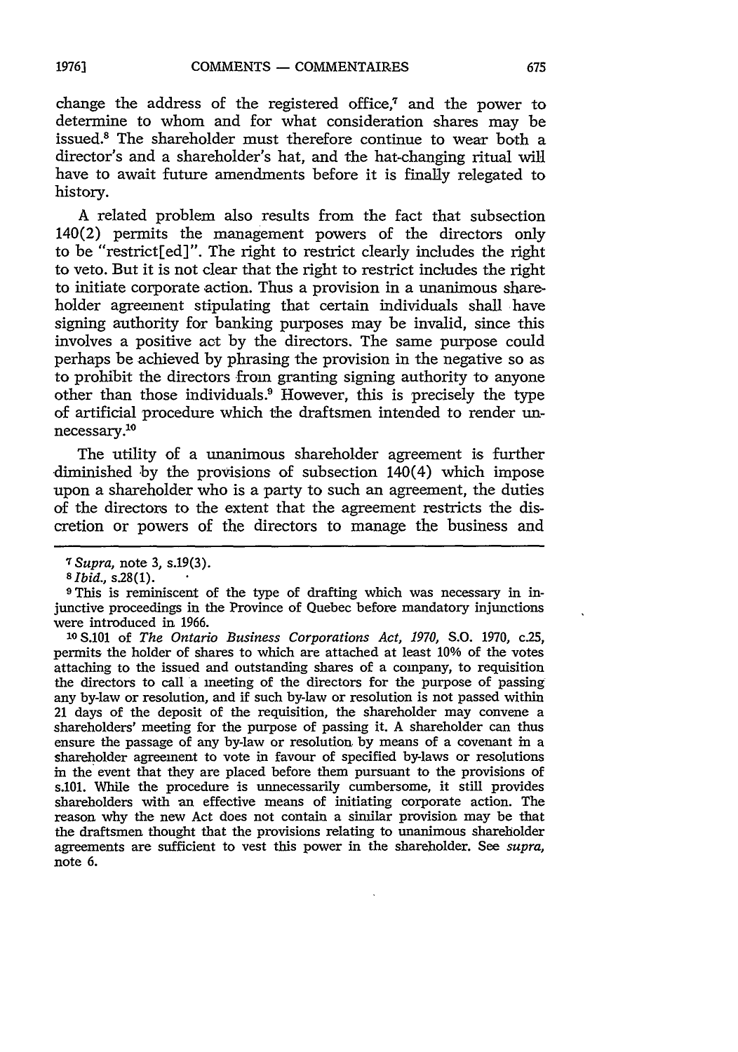change the address of the registered office,[7] and the power to determine to whom and for what consideration shares may be issued.[8] The shareholder must therefore continue to wear both a director's and a shareholder's hat, and the hat-changing ritual will have to await future amendments before it is finally relegated to history.

A related problem also results from the fact that subsection 140(2) permits the management powers of the directors only to be "restrict[ed]". The right to restrict clearly includes the right to veto. But it is not clear that the right to restrict includes the right to initiate corporate action. Thus a provision in a unanimous shareholder agreement stipulating that certain individuals shall have signing authority for banking purposes may be invalid, since this involves a positive act by the directors. The same purpose could perhaps be achieved by phrasing the provision in the negative so as to prohibit the directors from granting signing authority to anyone other than those individuals.[9] However, this is precisely the type of artificial procedure which the draftsmen intended to render unnecessary.[10]

The utility of a unanimous shareholder agreement is further diminished by the provisions of subsection 140(4) which impose upon a shareholder who is a party to such an agreement, the duties of the directors to the extent that the agreement restricts the discretion or powers of the directors to manage the business and

---

[7] *Supra*, note 3, s.19(3).

[8] *Ibid.*, s.28(1).

[9] This is reminiscent of the type of drafting which was necessary in injunctive proceedings in the Province of Quebec before mandatory injunctions were introduced in 1966.

[10] S.101 of *The Ontario Business Corporations Act, 1970*, S.O. 1970, c.25, permits the holder of shares to which are attached at least 10% of the votes attaching to the issued and outstanding shares of a company, to requisition the directors to call a meeting of the directors for the purpose of passing any by-law or resolution, and if such by-law or resolution is not passed within 21 days of the deposit of the requisition, the shareholder may convene a shareholders' meeting for the purpose of passing it. A shareholder can thus ensure the passage of any by-law or resolution by means of a covenant in a shareholder agreement to vote in favour of specified by-laws or resolutions in the event that they are placed before them pursuant to the provisions of s.101. While the procedure is unnecessarily cumbersome, it still provides shareholders with an effective means of initiating corporate action. The reason why the new Act does not contain a similar provision may be that the draftsmen thought that the provisions relating to unanimous shareholder agreements are sufficient to vest this power in the shareholder. See *supra*, note 6.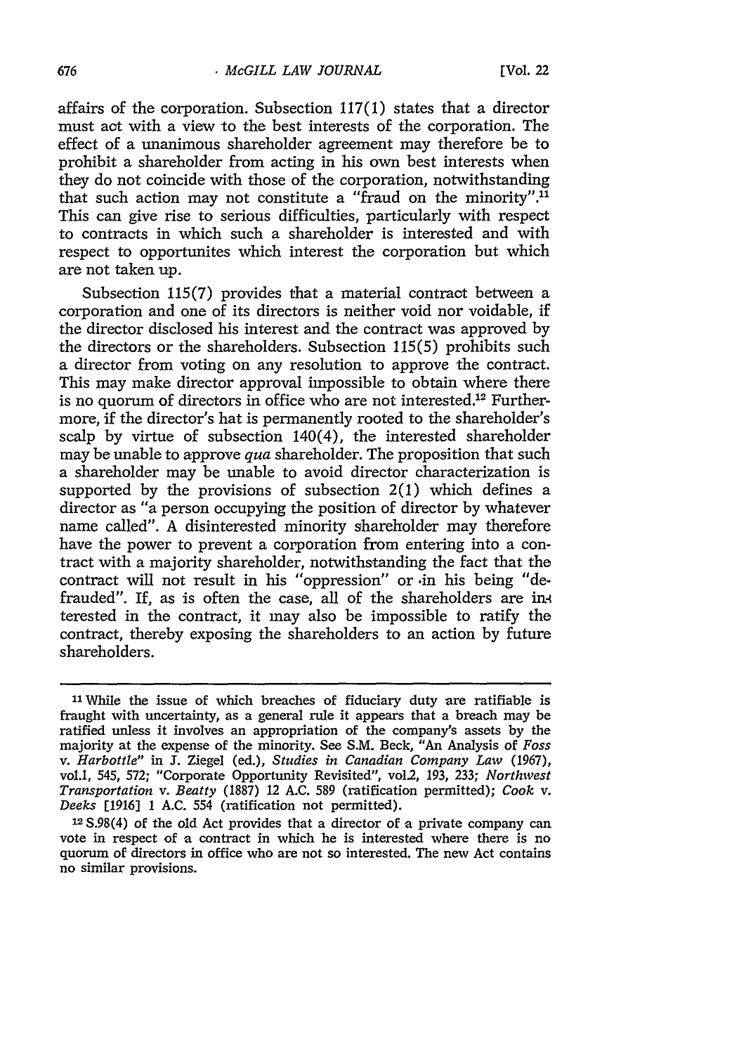affairs of the corporation. Subsection 117(1) states that a director must act with a view to the best interests of the corporation. The effect of a unanimous shareholder agreement may therefore be to prohibit a shareholder from acting in his own best interests when they do not coincide with those of the corporation, notwithstanding that such action may not constitute a "fraud on the minority".[11] This can give rise to serious difficulties, particularly with respect to contracts in which such a shareholder is interested and with respect to opportunites which interest the corporation but which are not taken up.

Subsection 115(7) provides that a material contract between a corporation and one of its directors is neither void nor voidable, if the director disclosed his interest and the contract was approved by the directors or the shareholders. Subsection 115(5) prohibits such a director from voting on any resolution to approve the contract. This may make director approval impossible to obtain where there is no quorum of directors in office who are not interested.[12] Furthermore, if the director's hat is permanently rooted to the shareholder's scalp by virtue of subsection 140(4), the interested shareholder may be unable to approve *qua* shareholder. The proposition that such a shareholder may be unable to avoid director characterization is supported by the provisions of subsection 2(1) which defines a director as "a person occupying the position of director by whatever name called". A disinterested minority shareholder may therefore have the power to prevent a corporation from entering into a contract with a majority shareholder, notwithstanding the fact that the contract will not result in his "oppression" or in his being "defrauded". If, as is often the case, all of the shareholders are interested in the contract, it may also be impossible to ratify the contract, thereby exposing the shareholders to an action by future shareholders.

---

[11] While the issue of which breaches of fiduciary duty are ratifiable is fraught with uncertainty, as a general rule it appears that a breach may be ratified unless it involves an appropriation of the company's assets by the majority at the expense of the minority. See S.M. Beck, "An Analysis of *Foss v. Harbottle*" in J. Ziegel (ed.), *Studies in Canadian Company Law* (1967), vol.1, 545, 572; "Corporate Opportunity Revisited", vol.2, 193, 233; *Northwest Transportation v. Beatty* (1887) 12 A.C. 589 (ratification permitted); *Cook v. Deeks* [1916] 1 A.C. 554 (ratification not permitted).

[12] S.98(4) of the old Act provides that a director of a private company can vote in respect of a contract in which he is interested where there is no quorum of directors in office who are not so interested. The new Act contains no similar provisions.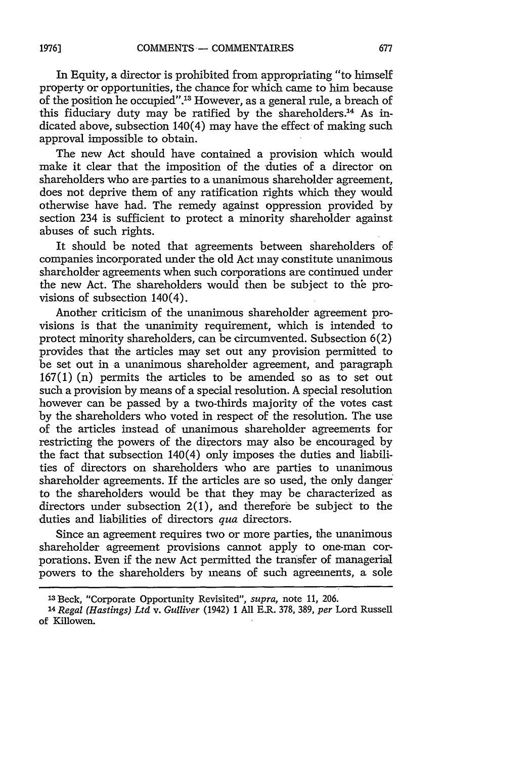In Equity, a director is prohibited from appropriating "to himself property or opportunities, the chance for which came to him because of the position he occupied".[13] However, as a general rule, a breach of this fiduciary duty may be ratified by the shareholders.[14] As indicated above, subsection 140(4) may have the effect of making such approval impossible to obtain.

The new Act should have contained a provision which would make it clear that the imposition of the duties of a director on shareholders who are parties to a unanimous shareholder agreement, does not deprive them of any ratification rights which they would otherwise have had. The remedy against oppression provided by section 234 is sufficient to protect a minority shareholder against abuses of such rights.

It should be noted that agreements between shareholders of companies incorporated under the old Act may constitute unanimous shareholder agreements when such corporations are continued under the new Act. The shareholders would then be subject to the provisions of subsection 140(4).

Another criticism of the unanimous shareholder agreement provisions is that the unanimity requirement, which is intended to protect minority shareholders, can be circumvented. Subsection 6(2) provides that the articles may set out any provision permitted to be set out in a unanimous shareholder agreement, and paragraph 167(1) (n) permits the articles to be amended so as to set out such a provision by means of a special resolution. A special resolution however can be passed by a two-thirds majority of the votes cast by the shareholders who voted in respect of the resolution. The use of the articles instead of unanimous shareholder agreements for restricting the powers of the directors may also be encouraged by the fact that subsection 140(4) only imposes the duties and liabilities of directors on shareholders who are parties to unanimous shareholder agreements. If the articles are so used, the only danger to the shareholders would be that they may be characterized as directors under subsection 2(1), and therefore be subject to the duties and liabilities of directors *qua* directors.

Since an agreement requires two or more parties, the unanimous shareholder agreement provisions cannot apply to one-man corporations. Even if the new Act permitted the transfer of managerial powers to the shareholders by means of such agreements, a sole

---

[13] Beck, "Corporate Opportunity Revisited", *supra*, note 11, 206.

[14] *Regal (Hastings) Ltd* v. *Gulliver* (1942) 1 All E.R. 378, 389, *per* Lord Russell of Killowen.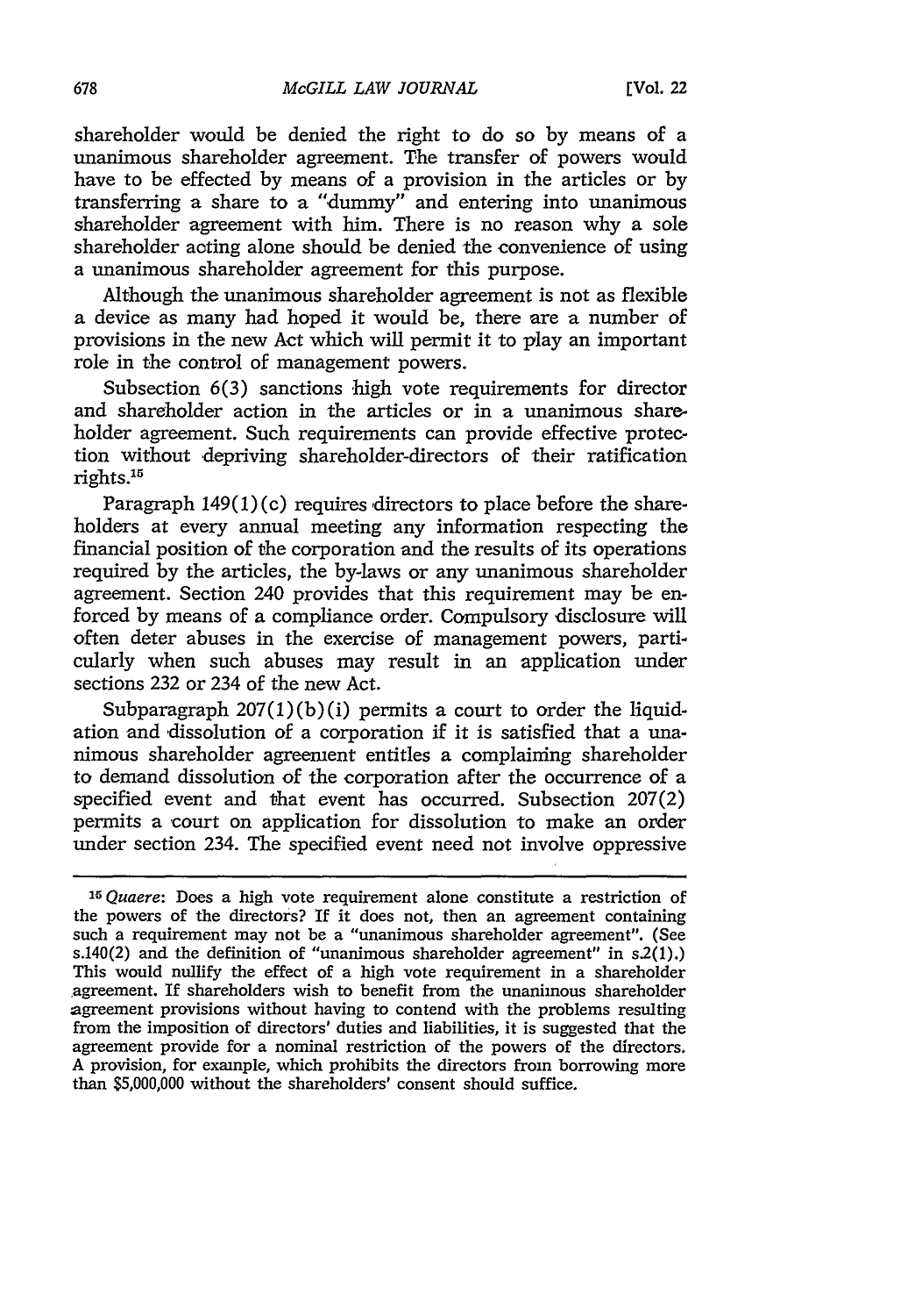shareholder would be denied the right to do so by means of a unanimous shareholder agreement. The transfer of powers would have to be effected by means of a provision in the articles or by transferring a share to a "dummy" and entering into unanimous shareholder agreement with him. There is no reason why a sole shareholder acting alone should be denied the convenience of using a unanimous shareholder agreement for this purpose.

Although the unanimous shareholder agreement is not as flexible a device as many had hoped it would be, there are a number of provisions in the new Act which will permit it to play an important role in the control of management powers.

Subsection 6(3) sanctions high vote requirements for director and shareholder action in the articles or in a unanimous shareholder agreement. Such requirements can provide effective protection without depriving shareholder-directors of their ratification rights.[15]

Paragraph 149(1)(c) requires directors to place before the shareholders at every annual meeting any information respecting the financial position of the corporation and the results of its operations required by the articles, the by-laws or any unanimous shareholder agreement. Section 240 provides that this requirement may be enforced by means of a compliance order. Compulsory disclosure will often deter abuses in the exercise of management powers, particularly when such abuses may result in an application under sections 232 or 234 of the new Act.

Subparagraph 207(1)(b)(i) permits a court to order the liquidation and dissolution of a corporation if it is satisfied that a unanimous shareholder agreement entitles a complaining shareholder to demand dissolution of the corporation after the occurrence of a specified event and that event has occurred. Subsection 207(2) permits a court on application for dissolution to make an order under section 234. The specified event need not involve oppressive

---

[15] *Quaere*: Does a high vote requirement alone constitute a restriction of the powers of the directors? If it does not, then an agreement containing such a requirement may not be a "unanimous shareholder agreement". (See s.140(2) and the definition of "unanimous shareholder agreement" in s.2(1).) This would nullify the effect of a high vote requirement in a shareholder agreement. If shareholders wish to benefit from the unanimous shareholder agreement provisions without having to contend with the problems resulting from the imposition of directors' duties and liabilities, it is suggested that the agreement provide for a nominal restriction of the powers of the directors. A provision, for example, which prohibits the directors from borrowing more than $5,000,000 without the shareholders' consent should suffice.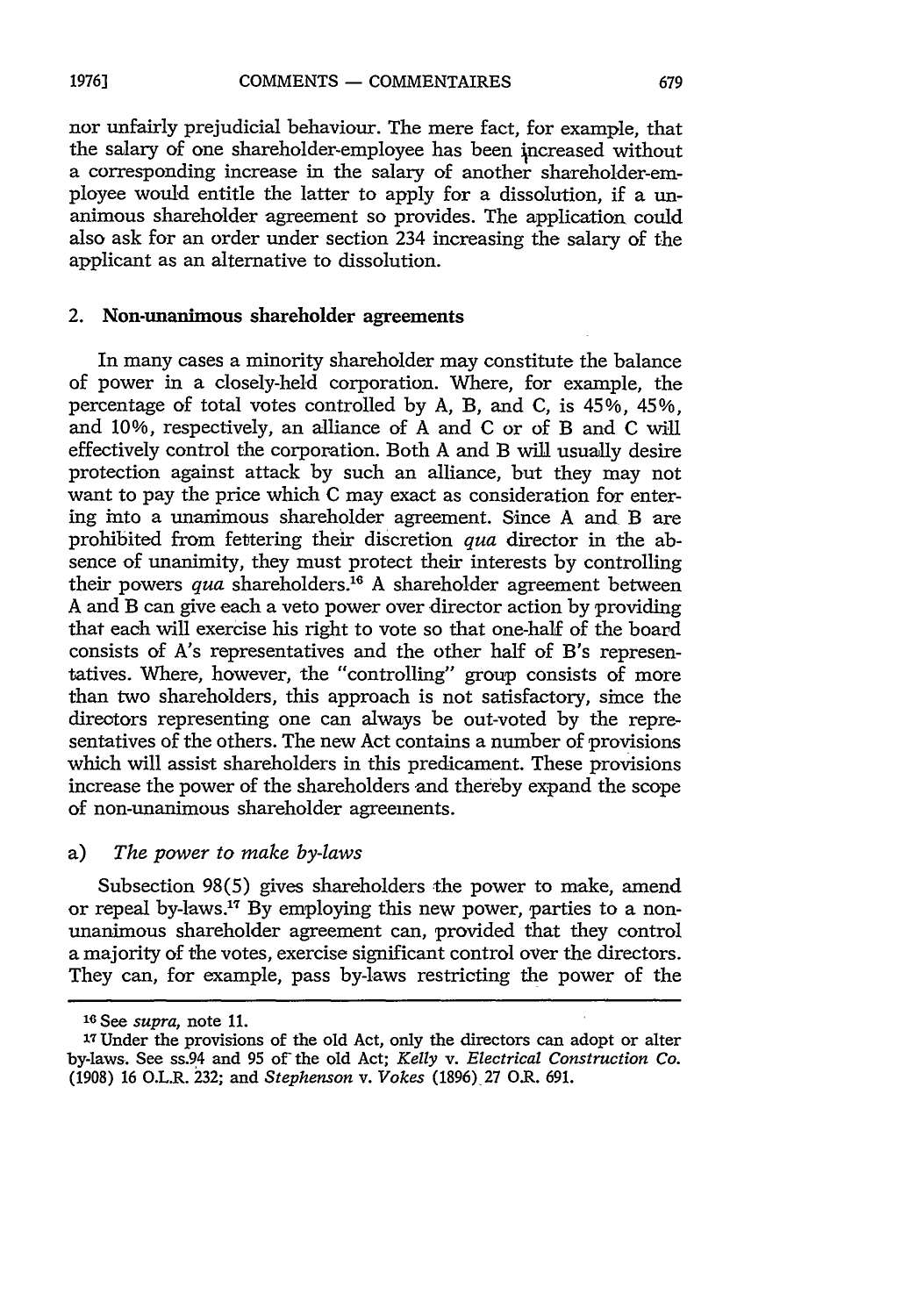nor unfairly prejudicial behaviour. The mere fact, for example, that the salary of one shareholder-employee has been increased without a corresponding increase in the salary of another shareholder-employee would entitle the latter to apply for a dissolution, if a unanimous shareholder agreement so provides. The application could also ask for an order under section 234 increasing the salary of the applicant as an alternative to dissolution.

## 2. Non-unanimous shareholder agreements

In many cases a minority shareholder may constitute the balance of power in a closely-held corporation. Where, for example, the percentage of total votes controlled by A, B, and C, is 45%, 45%, and 10%, respectively, an alliance of A and C or of B and C will effectively control the corporation. Both A and B will usually desire protection against attack by such an alliance, but they may not want to pay the price which C may exact as consideration for entering into a unanimous shareholder agreement. Since A and B are prohibited from fettering their discretion *qua* director in the absence of unanimity, they must protect their interests by controlling their powers *qua* shareholders.[16] A shareholder agreement between A and B can give each a veto power over director action by providing that each will exercise his right to vote so that one-half of the board consists of A's representatives and the other half of B's representatives. Where, however, the "controlling" group consists of more than two shareholders, this approach is not satisfactory, since the directors representing one can always be out-voted by the representatives of the others. The new Act contains a number of provisions which will assist shareholders in this predicament. These provisions increase the power of the shareholders and thereby expand the scope of non-unanimous shareholder agreements.

### a) *The power to make by-laws*

Subsection 98(5) gives shareholders the power to make, amend or repeal by-laws.[17] By employing this new power, parties to a non-unanimous shareholder agreement can, provided that they control a majority of the votes, exercise significant control over the directors. They can, for example, pass by-laws restricting the power of the

---

[16] See *supra*, note 11.

[17] Under the provisions of the old Act, only the directors can adopt or alter by-laws. See ss.94 and 95 of the old Act; *Kelly* v. *Electrical Construction Co.* (1908) 16 O.L.R. 232; and *Stephenson* v. *Vokes* (1896) 27 O.R. 691.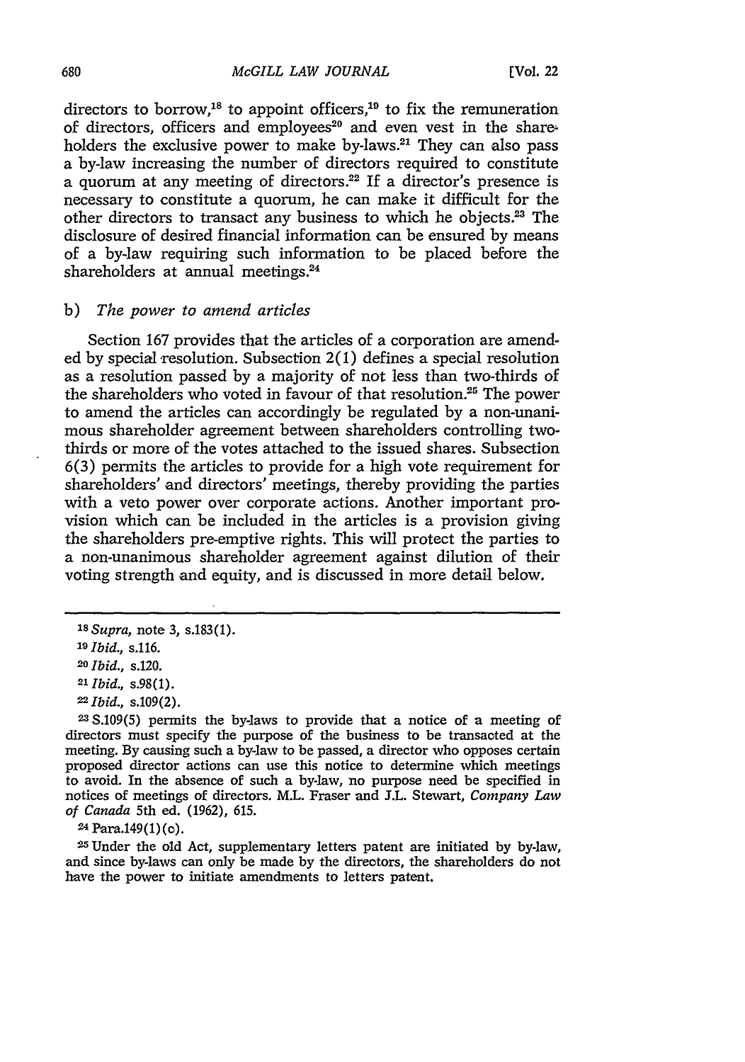directors to borrow,[18] to appoint officers,[19] to fix the remuneration of directors, officers and employees[20] and even vest in the shareholders the exclusive power to make by-laws.[21] They can also pass a by-law increasing the number of directors required to constitute a quorum at any meeting of directors.[22] If a director's presence is necessary to constitute a quorum, he can make it difficult for the other directors to transact any business to which he objects.[23] The disclosure of desired financial information can be ensured by means of a by-law requiring such information to be placed before the shareholders at annual meetings.[24]

### b) *The power to amend articles*

Section 167 provides that the articles of a corporation are amended by special resolution. Subsection 2(1) defines a special resolution as a resolution passed by a majority of not less than two-thirds of the shareholders who voted in favour of that resolution.[25] The power to amend the articles can accordingly be regulated by a non-unanimous shareholder agreement between shareholders controlling two-thirds or more of the votes attached to the issued shares. Subsection 6(3) permits the articles to provide for a high vote requirement for shareholders' and directors' meetings, thereby providing the parties with a veto power over corporate actions. Another important provision which can be included in the articles is a provision giving the shareholders pre-emptive rights. This will protect the parties to a non-unanimous shareholder agreement against dilution of their voting strength and equity, and is discussed in more detail below.

---

[18] *Supra*, note 3, s.183(1).

[19] *Ibid.*, s.116.

[20] *Ibid.*, s.120.

[21] *Ibid.*, s.98(1).

[22] *Ibid.*, s.109(2).

[23] S.109(5) permits the by-laws to provide that a notice of a meeting of directors must specify the purpose of the business to be transacted at the meeting. By causing such a by-law to be passed, a director who opposes certain proposed director actions can use this notice to determine which meetings to avoid. In the absence of such a by-law, no purpose need be specified in notices of meetings of directors. M.L. Fraser and J.L. Stewart, *Company Law of Canada* 5th ed. (1962), 615.

[24] Para.149(1)(c).

[25] Under the old Act, supplementary letters patent are initiated by by-law, and since by-laws can only be made by the directors, the shareholders do not have the power to initiate amendments to letters patent.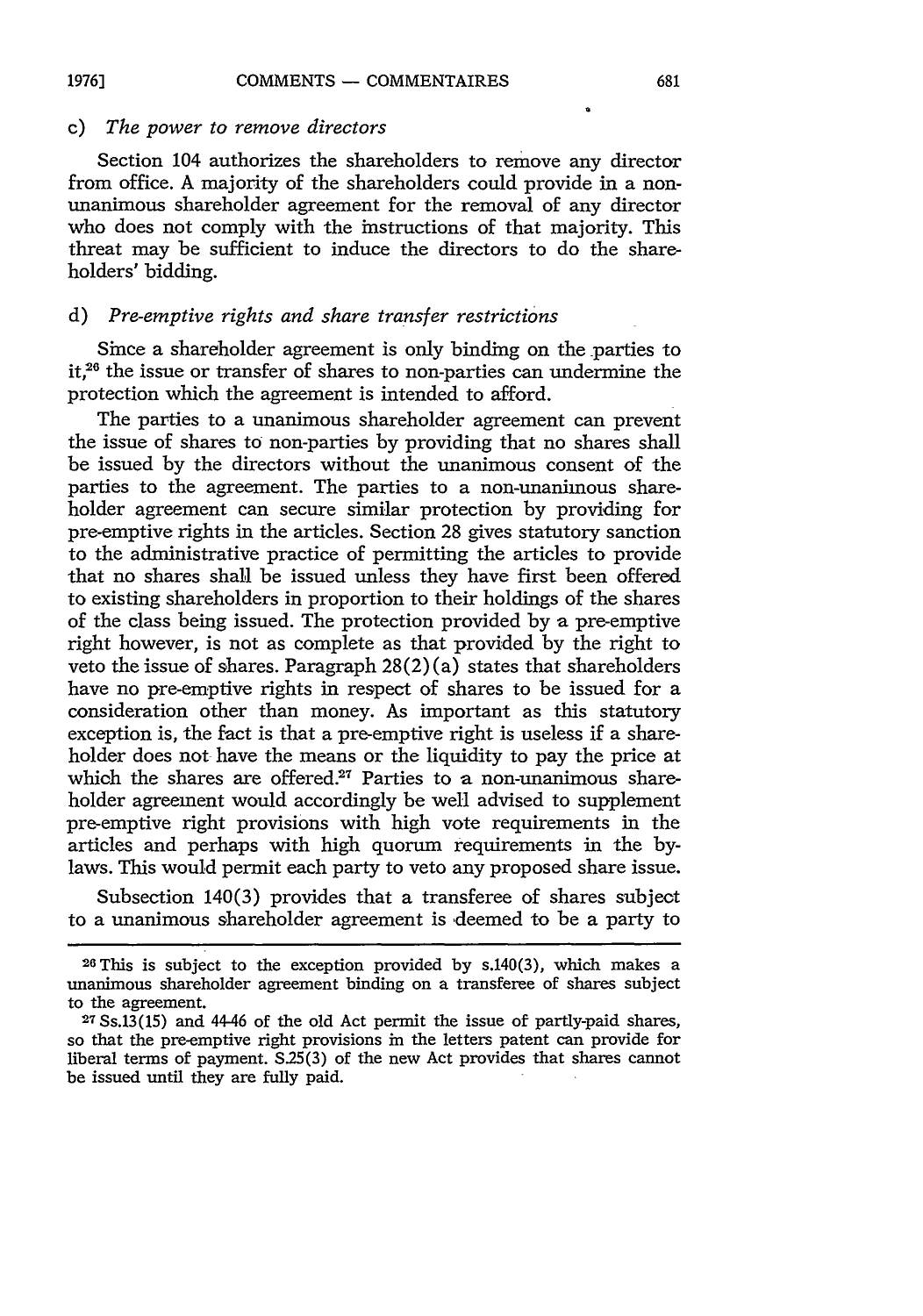### c) *The power to remove directors*

Section 104 authorizes the shareholders to remove any director from office. A majority of the shareholders could provide in a non-unanimous shareholder agreement for the removal of any director who does not comply with the instructions of that majority. This threat may be sufficient to induce the directors to do the shareholders' bidding.

### d) *Pre-emptive rights and share transfer restrictions*

Since a shareholder agreement is only binding on the parties to it,[26] the issue or transfer of shares to non-parties can undermine the protection which the agreement is intended to afford.

The parties to a unanimous shareholder agreement can prevent the issue of shares to non-parties by providing that no shares shall be issued by the directors without the unanimous consent of the parties to the agreement. The parties to a non-unanimous shareholder agreement can secure similar protection by providing for pre-emptive rights in the articles. Section 28 gives statutory sanction to the administrative practice of permitting the articles to provide that no shares shall be issued unless they have first been offered to existing shareholders in proportion to their holdings of the shares of the class being issued. The protection provided by a pre-emptive right however, is not as complete as that provided by the right to veto the issue of shares. Paragraph 28(2)(a) states that shareholders have no pre-emptive rights in respect of shares to be issued for a consideration other than money. As important as this statutory exception is, the fact is that a pre-emptive right is useless if a shareholder does not have the means or the liquidity to pay the price at which the shares are offered.[27] Parties to a non-unanimous shareholder agreement would accordingly be well advised to supplement pre-emptive right provisions with high vote requirements in the articles and perhaps with high quorum requirements in the by-laws. This would permit each party to veto any proposed share issue.

Subsection 140(3) provides that a transferee of shares subject to a unanimous shareholder agreement is deemed to be a party to

---

[26] This is subject to the exception provided by s.140(3), which makes a unanimous shareholder agreement binding on a transferee of shares subject to the agreement.

[27] Ss.13(15) and 44-46 of the old Act permit the issue of partly-paid shares, so that the pre-emptive right provisions in the letters patent can provide for liberal terms of payment. S.25(3) of the new Act provides that shares cannot be issued until they are fully paid.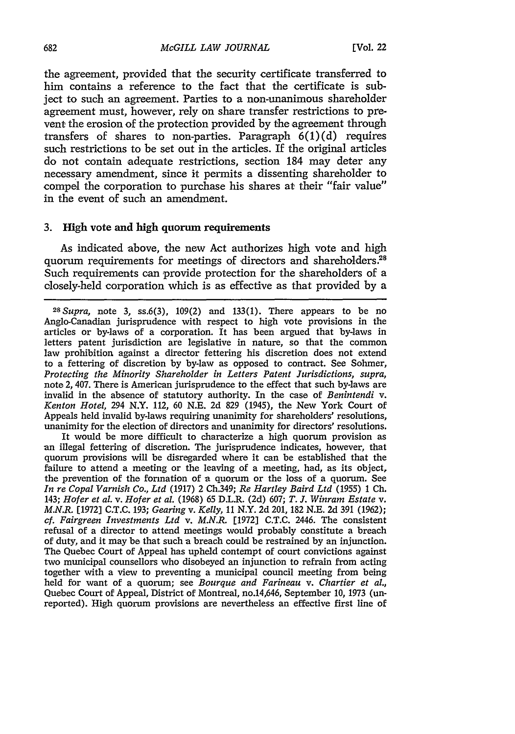the agreement, provided that the security certificate transferred to him contains a reference to the fact that the certificate is subject to such an agreement. Parties to a non-unanimous shareholder agreement must, however, rely on share transfer restrictions to prevent the erosion of the protection provided by the agreement through transfers of shares to non-parties. Paragraph 6(1)(d) requires such restrictions to be set out in the articles. If the original articles do not contain adequate restrictions, section 184 may deter any necessary amendment, since it permits a dissenting shareholder to compel the corporation to purchase his shares at their "fair value" in the event of such an amendment.

### 3. High vote and high quorum requirements

As indicated above, the new Act authorizes high vote and high quorum requirements for meetings of directors and shareholders.[28] Such requirements can provide protection for the shareholders of a closely-held corporation which is as effective as that provided by a

---

[28] *Supra,* note 3, ss.6(3), 109(2) and 133(1). There appears to be no Anglo-Canadian jurisprudence with respect to high vote provisions in the articles or by-laws of a corporation. It has been argued that by-laws in letters patent jurisdiction are legislative in nature, so that the common law prohibition against a director fettering his discretion does not extend to a fettering of discretion by by-law as opposed to contract. See Sohmer, *Protecting the Minority Shareholder in Letters Patent Jurisdictions, supra,* note 2, 407. There is American jurisprudence to the effect that such by-laws are invalid in the absence of statutory authority. In the case of *Benintendi* v. *Kenton Hotel,* 294 N.Y. 112, 60 N.E. 2d 829 (1945), the New York Court of Appeals held invalid by-laws requiring unanimity for shareholders' resolutions, unanimity for the election of directors and unanimity for directors' resolutions.

It would be more difficult to characterize a high quorum provision as an illegal fettering of discretion. The jurisprudence indicates, however, that quorum provisions will be disregarded where it can be established that the failure to attend a meeting or the leaving of a meeting, had, as its object, the prevention of the formation of a quorum or the loss of a quorum. See *In re Copal Varnish Co., Ltd* (1917) 2 Ch.349; *Re Hartley Baird Ltd* (1955) 1 Ch. 143; *Hofer et al.* v. *Hofer et al.* (1968) 65 D.L.R. (2d) 607; *T. J. Winram Estate* v. *M.N.R.* [1972] C.T.C. 193; *Gearing* v. *Kelly,* 11 N.Y. 2d 201, 182 N.E. 2d 391 (1962); *cf. Fairgreen Investments Ltd* v. *M.N.R.* [1972] C.T.C. 2446. The consistent refusal of a director to attend meetings would probably constitute a breach of duty, and it may be that such a breach could be restrained by an injunction. The Quebec Court of Appeal has upheld contempt of court convictions against two municipal counsellors who disobeyed an injunction to refrain from acting together with a view to preventing a municipal council meeting from being held for want of a quorum; see *Bourque and Farineau* v. *Chartier et al.,* Quebec Court of Appeal, District of Montreal, no.14,646, September 10, 1973 (unreported). High quorum provisions are nevertheless an effective first line of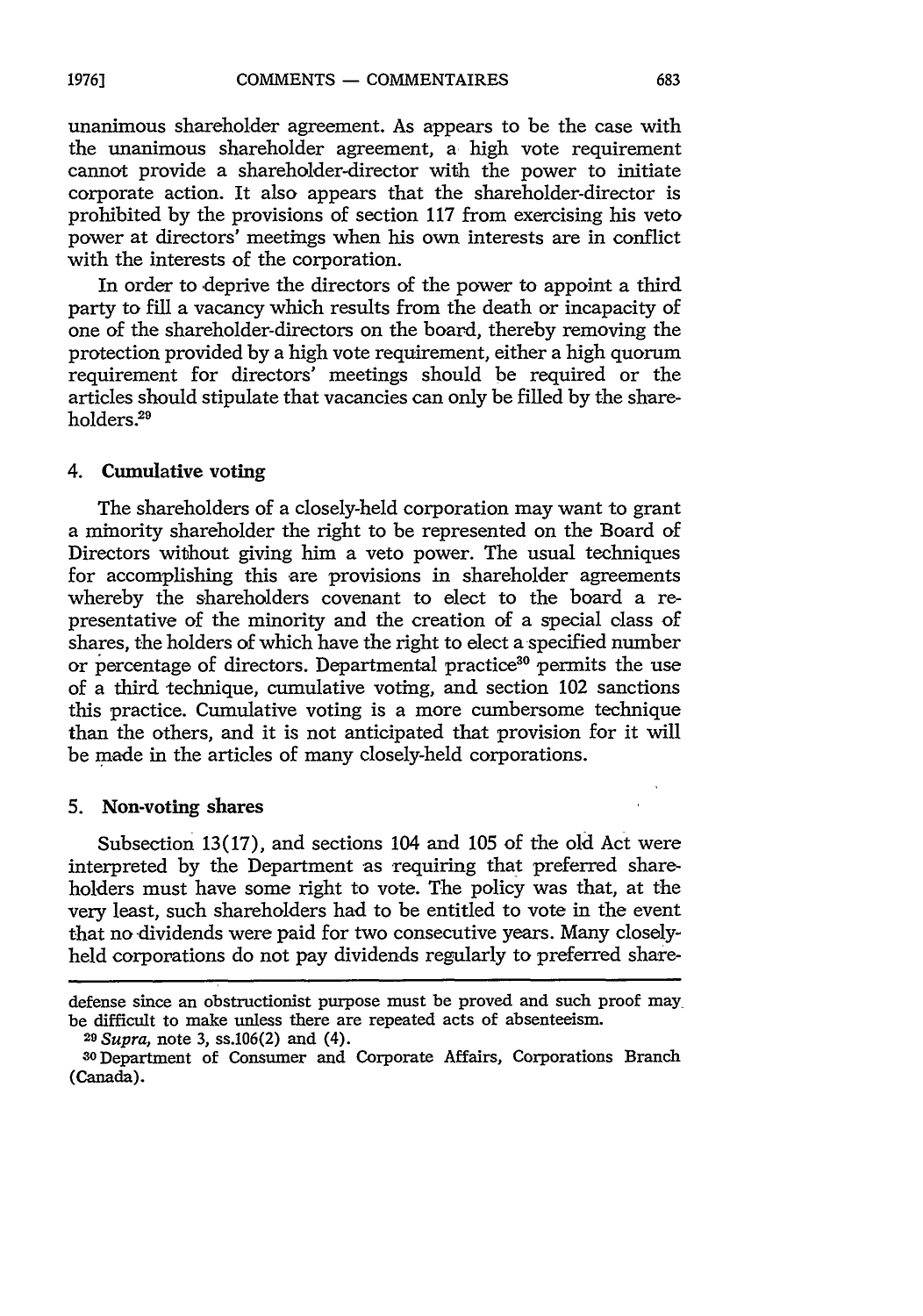unanimous shareholder agreement. As appears to be the case with the unanimous shareholder agreement, a high vote requirement cannot provide a shareholder-director with the power to initiate corporate action. It also appears that the shareholder-director is prohibited by the provisions of section 117 from exercising his veto power at directors' meetings when his own interests are in conflict with the interests of the corporation.

In order to deprive the directors of the power to appoint a third party to fill a vacancy which results from the death or incapacity of one of the shareholder-directors on the board, thereby removing the protection provided by a high vote requirement, either a high quorum requirement for directors' meetings should be required or the articles should stipulate that vacancies can only be filled by the shareholders.[29]

### 4. Cumulative voting

The shareholders of a closely-held corporation may want to grant a minority shareholder the right to be represented on the Board of Directors without giving him a veto power. The usual techniques for accomplishing this are provisions in shareholder agreements whereby the shareholders covenant to elect to the board a representative of the minority and the creation of a special class of shares, the holders of which have the right to elect a specified number or percentage of directors. Departmental practice[30] permits the use of a third technique, cumulative voting, and section 102 sanctions this practice. Cumulative voting is a more cumbersome technique than the others, and it is not anticipated that provision for it will be made in the articles of many closely-held corporations.

### 5. Non-voting shares

Subsection 13(17), and sections 104 and 105 of the old Act were interpreted by the Department as requiring that preferred shareholders must have some right to vote. The policy was that, at the very least, such shareholders had to be entitled to vote in the event that no dividends were paid for two consecutive years. Many closely-held corporations do not pay dividends regularly to preferred share-

---

defense since an obstructionist purpose must be proved and such proof may be difficult to make unless there are repeated acts of absenteeism.

[29] *Supra*, note 3, ss.106(2) and (4).

[30] Department of Consumer and Corporate Affairs, Corporations Branch (Canada).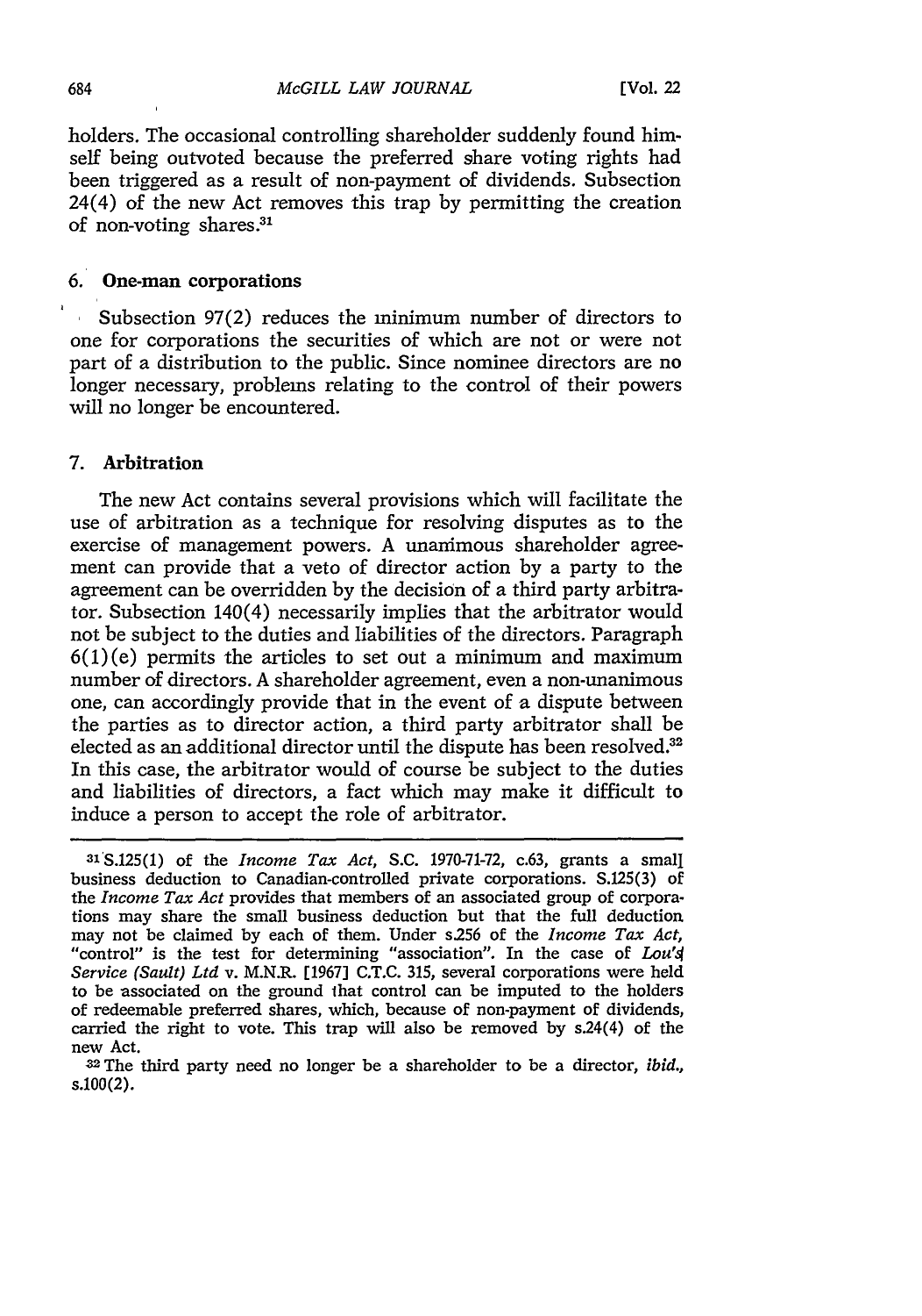holders. The occasional controlling shareholder suddenly found himself being outvoted because the preferred share voting rights had been triggered as a result of non-payment of dividends. Subsection 24(4) of the new Act removes this trap by permitting the creation of non-voting shares.[31]

### 6. One-man corporations

Subsection 97(2) reduces the minimum number of directors to one for corporations the securities of which are not or were not part of a distribution to the public. Since nominee directors are no longer necessary, problems relating to the control of their powers will no longer be encountered.

### 7. Arbitration

The new Act contains several provisions which will facilitate the use of arbitration as a technique for resolving disputes as to the exercise of management powers. A unanimous shareholder agreement can provide that a veto of director action by a party to the agreement can be overridden by the decision of a third party arbitrator. Subsection 140(4) necessarily implies that the arbitrator would not be subject to the duties and liabilities of the directors. Paragraph 6(1)(e) permits the articles to set out a minimum and maximum number of directors. A shareholder agreement, even a non-unanimous one, can accordingly provide that in the event of a dispute between the parties as to director action, a third party arbitrator shall be elected as an additional director until the dispute has been resolved.[32] In this case, the arbitrator would of course be subject to the duties and liabilities of directors, a fact which may make it difficult to induce a person to accept the role of arbitrator.

---

[31] S.125(1) of the *Income Tax Act*, S.C. 1970-71-72, c.63, grants a small business deduction to Canadian-controlled private corporations. S.125(3) of the *Income Tax Act* provides that members of an associated group of corporations may share the small business deduction but that the full deduction may not be claimed by each of them. Under s.256 of the *Income Tax Act*, "control" is the test for determining "association". In the case of *Lou's Service (Sault) Ltd* v. M.N.R. [1967] C.T.C. 315, several corporations were held to be associated on the ground that control can be imputed to the holders of redeemable preferred shares, which, because of non-payment of dividends, carried the right to vote. This trap will also be removed by s.24(4) of the new Act.

[32] The third party need no longer be a shareholder to be a director, *ibid.*, s.100(2).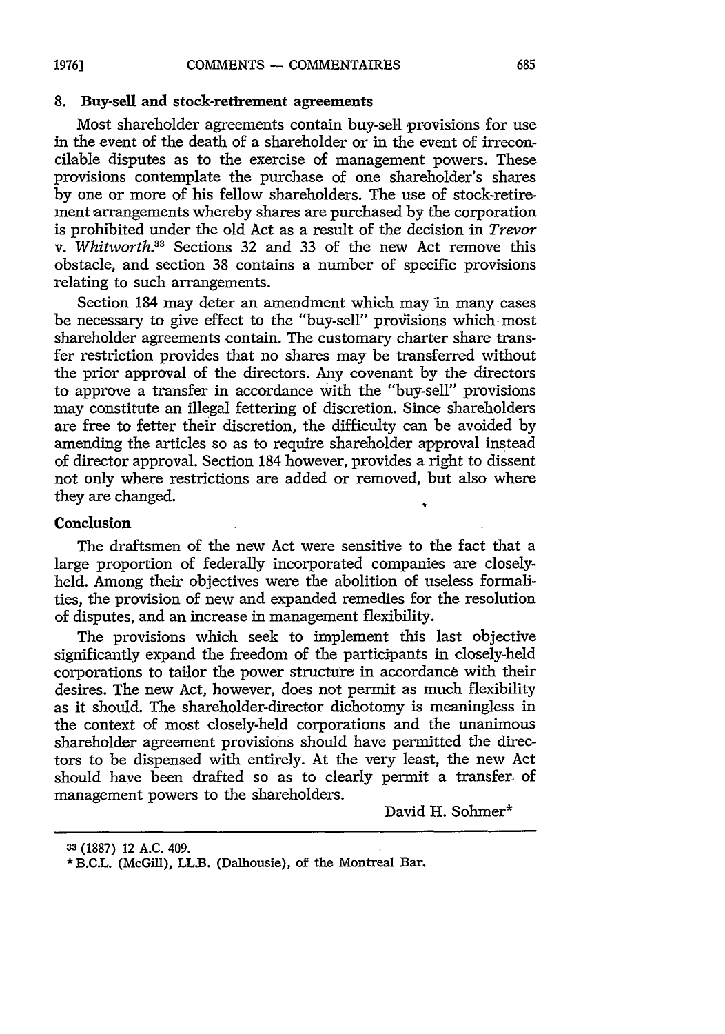### 8. Buy-sell and stock-retirement agreements

Most shareholder agreements contain buy-sell provisions for use in the event of the death of a shareholder or in the event of irreconcilable disputes as to the exercise of management powers. These provisions contemplate the purchase of one shareholder's shares by one or more of his fellow shareholders. The use of stock-retirement arrangements whereby shares are purchased by the corporation is prohibited under the old Act as a result of the decision in *Trevor v. Whitworth*.[33] Sections 32 and 33 of the new Act remove this obstacle, and section 38 contains a number of specific provisions relating to such arrangements.

Section 184 may deter an amendment which may in many cases be necessary to give effect to the "buy-sell" provisions which most shareholder agreements contain. The customary charter share transfer restriction provides that no shares may be transferred without the prior approval of the directors. Any covenant by the directors to approve a transfer in accordance with the "buy-sell" provisions may constitute an illegal fettering of discretion. Since shareholders are free to fetter their discretion, the difficulty can be avoided by amending the articles so as to require shareholder approval instead of director approval. Section 184 however, provides a right to dissent not only where restrictions are added or removed, but also where they are changed.

## Conclusion

The draftsmen of the new Act were sensitive to the fact that a large proportion of federally incorporated companies are closely-held. Among their objectives were the abolition of useless formalities, the provision of new and expanded remedies for the resolution of disputes, and an increase in management flexibility.

The provisions which seek to implement this last objective significantly expand the freedom of the participants in closely-held corporations to tailor the power structure in accordance with their desires. The new Act, however, does not permit as much flexibility as it should. The shareholder-director dichotomy is meaningless in the context of most closely-held corporations and the unanimous shareholder agreement provisions should have permitted the directors to be dispensed with entirely. At the very least, the new Act should have been drafted so as to clearly permit a transfer of management powers to the shareholders.

David H. Sohmer*

---

[33] (1887) 12 A.C. 409.

* B.C.L. (McGill), LL.B. (Dalhousie), of the Montreal Bar.